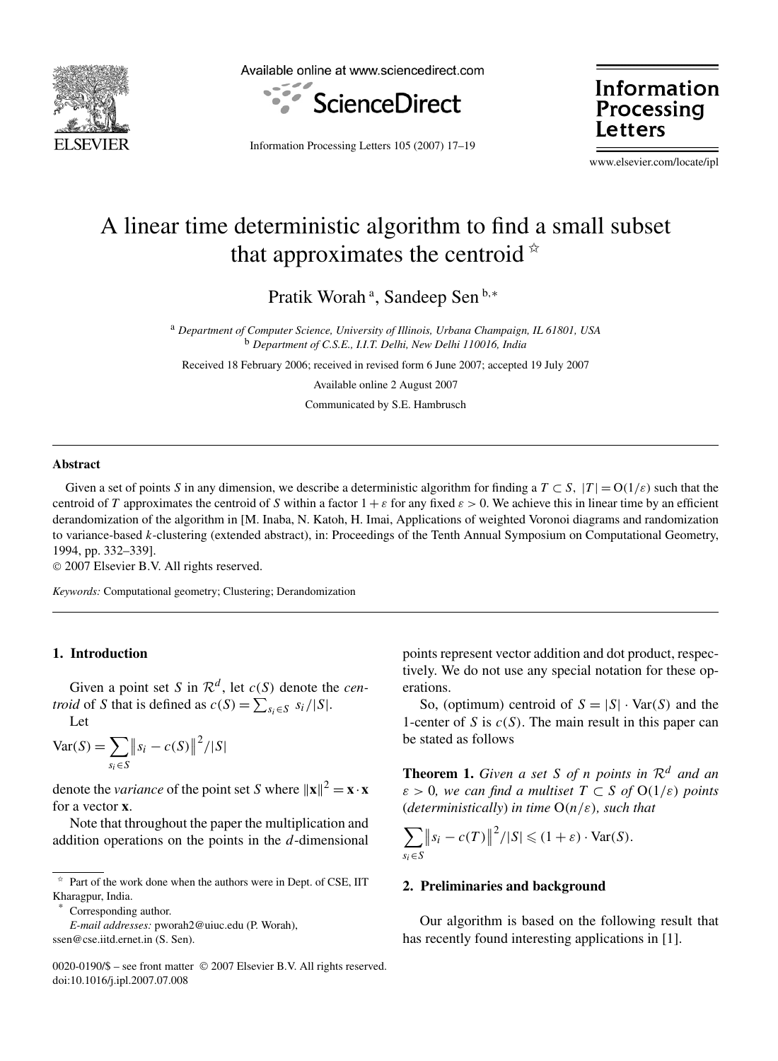# A linear time deterministic algorithm to find a small subset that approximates the centroid ☆

Pratik Worah [a], Sandeep Sen [b,*]

[a] *Department of Computer Science, University of Illinois, Urbana Champaign, IL 61801, USA*
[b] *Department of C.S.E., I.I.T. Delhi, New Delhi 110016, India*

Received 18 February 2006; received in revised form 6 June 2007; accepted 19 July 2007

Available online 2 August 2007

Communicated by S.E. Hambrusch

## Abstract

Given a set of points $S$ in any dimension, we describe a deterministic algorithm for finding a $T \subset S$, $|T| = \mathrm{O}(1/\varepsilon)$ such that the centroid of $T$ approximates the centroid of $S$ within a factor $1+\varepsilon$ for any fixed $\varepsilon > 0$. We achieve this in linear time by an efficient derandomization of the algorithm in [M. Inaba, N. Katoh, H. Imai, Applications of weighted Voronoi diagrams and randomization to variance-based $k$-clustering (extended abstract), in: Proceedings of the Tenth Annual Symposium on Computational Geometry, 1994, pp. 332–339].

© 2007 Elsevier B.V. All rights reserved.

*Keywords:* Computational geometry; Clustering; Derandomization

## 1. Introduction

Given a point set $S$ in $\mathcal{R}^d$, let $c(S)$ denote the *centroid* of $S$ that is defined as $c(S) = \sum_{s_i \in S} s_i/|S|$.

Let

$$\mathrm{Var}(S) = \sum_{s_i \in S} \left\| s_i - c(S) \right\|^2 / |S|$$

denote the *variance* of the point set $S$ where $\|\mathbf{x}\|^2 = \mathbf{x} \cdot \mathbf{x}$ for a vector $\mathbf{x}$.

Note that throughout the paper the multiplication and addition operations on the points in the $d$-dimensional points represent vector addition and dot product, respectively. We do not use any special notation for these operations.

So, (optimum) centroid of $S = |S| \cdot \mathrm{Var}(S)$ and the 1-center of $S$ is $c(S)$. The main result in this paper can be stated as follows

**Theorem 1.** *Given a set $S$ of $n$ points in $\mathcal{R}^d$ and an $\varepsilon > 0$, we can find a multiset $T \subset S$ of $\mathrm{O}(1/\varepsilon)$ points (deterministically) in time $\mathrm{O}(n/\varepsilon)$, such that*

$$\sum_{s_i \in S} \left\| s_i - c(T) \right\|^2 / |S| \leqslant (1+\varepsilon) \cdot \mathrm{Var}(S).$$

## 2. Preliminaries and background

Our algorithm is based on the following result that has recently found interesting applications in [1].

---

☆ Part of the work done when the authors were in Dept. of CSE, IIT Kharagpur, India.

\* Corresponding author.

*E-mail addresses:* pworah2@uiuc.edu (P. Worah), ssen@cse.iitd.ernet.in (S. Sen).

0020-0190/$ – see front matter © 2007 Elsevier B.V. All rights reserved.
doi:10.1016/j.ipl.2007.07.008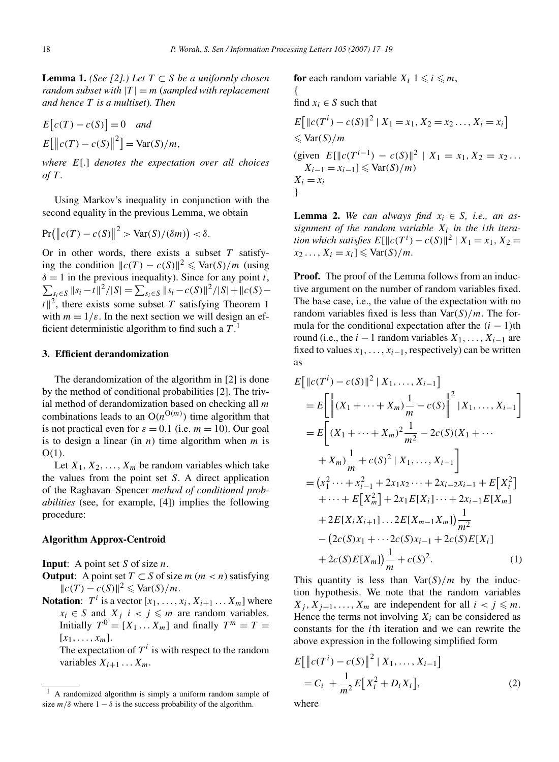**Lemma 1.** *(See [2].) Let $T \subset S$ be a uniformly chosen random subset with $|T| = m$ (sampled with replacement and hence $T$ is a multiset). Then*

$$E\big[c(T) - c(S)\big] = 0 \quad \textit{and}$$
$$E\big[\|c(T) - c(S)\|^2\big] = \mathrm{Var}(S)/m,$$

*where $E[.]$ denotes the expectation over all choices of $T$.*

Using Markov's inequality in conjunction with the second equality in the previous Lemma, we obtain

$$\Pr\big(\|c(T) - c(S)\|^2 > \mathrm{Var}(S)/(\delta m)\big) < \delta.$$

Or in other words, there exists a subset $T$ satisfying the condition $\|c(T) - c(S)\|^2 \leqslant \mathrm{Var}(S)/m$ (using $\delta = 1$ in the previous inequality). Since for any point $t$, $\sum_{s_i \in S} \|s_i - t\|^2/|S| = \sum_{s_i \in S} \|s_i - c(S)\|^2/|S| + \|c(S) - t\|^2$, there exists some subset $T$ satisfying Theorem 1 with $m = 1/\varepsilon$. In the next section we will design an efficient deterministic algorithm to find such a $T$.[1]

## 3. Efficient derandomization

The derandomization of the algorithm in [2] is done by the method of conditional probabilities [2]. The trivial method of derandomization based on checking all $m$ combinations leads to an $\mathrm{O}(n^{\mathrm{O}(m)})$ time algorithm that is not practical even for $\varepsilon = 0.1$ (i.e. $m = 10$). Our goal is to design a linear (in $n$) time algorithm when $m$ is $\mathrm{O}(1)$.

Let $X_1, X_2, \ldots, X_m$ be random variables which take the values from the point set $S$. A direct application of the Raghavan–Spencer *method of conditional probabilities* (see, for example, [4]) implies the following procedure:

**Algorithm Approx-Centroid**

**Input**: A point set $S$ of size $n$.

**Output**: A point set $T \subset S$ of size $m$ ($m < n$) satisfying $\|c(T) - c(S)\|^2 \leqslant \mathrm{Var}(S)/m$.

**Notation**: $T^i$ is a vector $[x_1, \ldots, x_i, X_{i+1} \ldots X_m]$ where $x_i \in S$ and $X_j$ $i < j \leqslant m$ are random variables. Initially $T^0 = [X_1 \ldots X_m]$ and finally $T^m = T = [x_1, \ldots, x_m]$.
The expectation of $T^i$ is with respect to the random variables $X_{i+1} \ldots X_m$.

**for** each random variable $X_i$ $1 \leqslant i \leqslant m$,
{
find $x_i \in S$ such that
$E\big[\|c(T^i) - c(S)\|^2 \mid X_1 = x_1, X_2 = x_2 \ldots, X_i = x_i\big] \leqslant \mathrm{Var}(S)/m$
(given $E[\|c(T^{i-1}) - c(S)\|^2 \mid X_1 = x_1, X_2 = x_2 \ldots X_{i-1} = x_{i-1}] \leqslant \mathrm{Var}(S)/m$)
$X_i = x_i$
}

**Lemma 2.** *We can always find $x_i \in S$, i.e., an assignment of the random variable $X_i$ in the $i$th iteration which satisfies $E[\|c(T^i) - c(S)\|^2 \mid X_1 = x_1, X_2 = x_2 \ldots, X_i = x_i] \leqslant \mathrm{Var}(S)/m$.*

**Proof.** The proof of the Lemma follows from an inductive argument on the number of random variables fixed. The base case, i.e., the value of the expectation with no random variables fixed is less than $\mathrm{Var}(S)/m$. The formula for the conditional expectation after the $(i-1)$th round (i.e., the $i-1$ random variables $X_1, \ldots, X_{i-1}$ are fixed to values $x_1, \ldots, x_{i-1}$, respectively) can be written as

$$\begin{aligned}
&E\big[\|c(T^i) - c(S)\|^2 \mid X_1, \ldots, X_{i-1}\big] \\
&\quad = E\left[\left\|(X_1 + \cdots + X_m)\frac{1}{m} - c(S)\right\|^2 \mid X_1, \ldots, X_{i-1}\right] \\
&\quad = E\left[(X_1 + \cdots + X_m)^2 \frac{1}{m^2} - 2c(S)(X_1 + \cdots + X_m)\frac{1}{m} + c(S)^2 \mid X_1, \ldots, X_{i-1}\right] \\
&\quad = \big(x_1^2 \cdots + x_{i-1}^2 + 2x_1x_2 \cdots + 2x_{i-2}x_{i-1} + E\big[X_i^2\big] + \cdots + E\big[X_m^2\big] + 2x_1 E[X_i] \cdots + 2x_{i-1}E[X_m] \\
&\qquad + 2E[X_iX_{i+1}] \ldots 2E[X_{m-1}X_m]\big)\frac{1}{m^2} \\
&\qquad - \big(2c(S)x_1 + \cdots 2c(S)x_{i-1} + 2c(S)E[X_i] + 2c(S)E[X_m]\big)\frac{1}{m} + c(S)^2.
\end{aligned} \tag{1}$$

This quantity is less than $\mathrm{Var}(S)/m$ by the induction hypothesis. We note that the random variables $X_j, X_{j+1}, \ldots, X_m$ are independent for all $i < j \leqslant m$. Hence the terms not involving $X_i$ can be considered as constants for the $i$th iteration and we can rewrite the above expression in the following simplified form

$$E\big[\|c(T^i) - c(S)\|^2 \mid X_1, \ldots, X_{i-1}\big] = C_i + \frac{1}{m^2}E\big[X_i^2 + D_iX_i\big], \tag{2}$$

where

[1] A randomized algorithm is simply a uniform random sample of size $m/\delta$ where $1 - \delta$ is the success probability of the algorithm.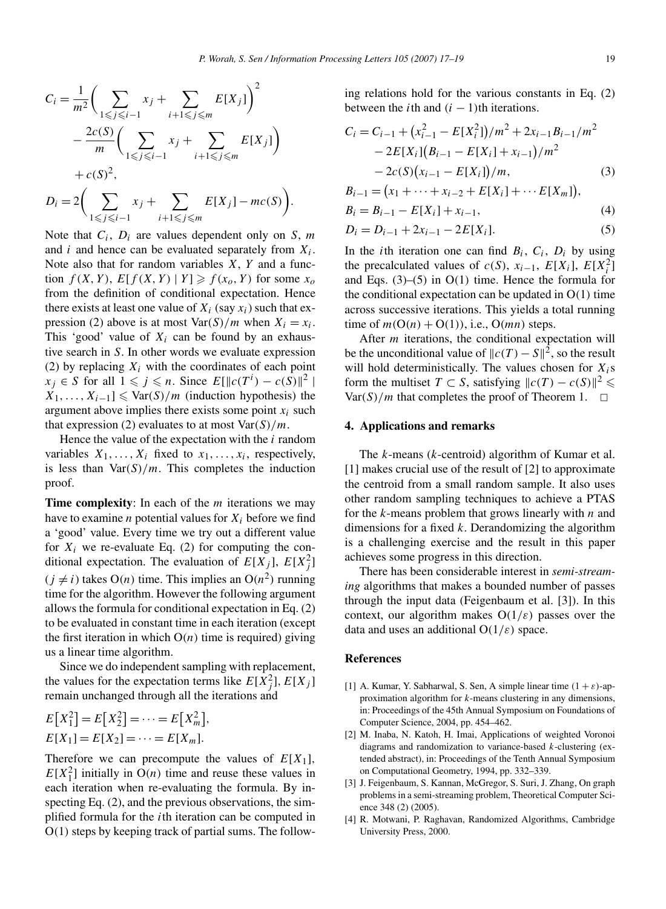$$C_i = \frac{1}{m^2}\bigg(\sum_{1 \leqslant j \leqslant i-1} x_j + \sum_{i+1 \leqslant j \leqslant m} E[X_j]\bigg)^2 - \frac{2c(S)}{m}\bigg(\sum_{1 \leqslant j \leqslant i-1} x_j + \sum_{i+1 \leqslant j \leqslant m} E[X_j]\bigg) + c(S)^2,$$

$$D_i = 2\bigg(\sum_{1 \leqslant j \leqslant i-1} x_j + \sum_{i+1 \leqslant j \leqslant m} E[X_j] - mc(S)\bigg).$$

Note that $C_i$, $D_i$ are values dependent only on $S$, $m$ and $i$ and hence can be evaluated separately from $X_i$. Note also that for random variables $X$, $Y$ and a function $f(X,Y)$, $E[f(X,Y) \mid Y] \geqslant f(x_o, Y)$ for some $x_o$ from the definition of conditional expectation. Hence there exists at least one value of $X_i$ (say $x_i$) such that expression (2) above is at most $\mathrm{Var}(S)/m$ when $X_i = x_i$. This 'good' value of $X_i$ can be found by an exhaustive search in $S$. In other words we evaluate expression (2) by replacing $X_i$ with the coordinates of each point $x_j \in S$ for all $1 \leqslant j \leqslant n$. Since $E[\|c(T^i) - c(S)\|^2 \mid X_1, \ldots, X_{i-1}] \leqslant \mathrm{Var}(S)/m$ (induction hypothesis) the argument above implies there exists some point $x_i$ such that expression (2) evaluates to at most $\mathrm{Var}(S)/m$.

Hence the value of the expectation with the $i$ random variables $X_1, \ldots, X_i$ fixed to $x_1, \ldots, x_i$, respectively, is less than $\mathrm{Var}(S)/m$. This completes the induction proof.

**Time complexity**: In each of the $m$ iterations we may have to examine $n$ potential values for $X_i$ before we find a 'good' value. Every time we try out a different value for $X_i$ we re-evaluate Eq. (2) for computing the conditional expectation. The evaluation of $E[X_j]$, $E[X_j^2]$ ($j \neq i$) takes $O(n)$ time. This implies an $O(n^2)$ running time for the algorithm. However the following argument allows the formula for conditional expectation in Eq. (2) to be evaluated in constant time in each iteration (except the first iteration in which $O(n)$ time is required) giving us a linear time algorithm.

Since we do independent sampling with replacement, the values for the expectation terms like $E[X_j^2]$, $E[X_j]$ remain unchanged through all the iterations and

$$E[X_1^2] = E[X_2^2] = \cdots = E[X_m^2],$$
$$E[X_1] = E[X_2] = \cdots = E[X_m].$$

Therefore we can precompute the values of $E[X_1]$, $E[X_1^2]$ initially in $O(n)$ time and reuse these values in each iteration when re-evaluating the formula. By inspecting Eq. (2), and the previous observations, the simplified formula for the $i$th iteration can be computed in $O(1)$ steps by keeping track of partial sums. The following relations hold for the various constants in Eq. (2) between the $i$th and $(i-1)$th iterations.

$$C_i = C_{i-1} + \big(x_{i-1}^2 - E[X_i^2]\big)/m^2 + 2x_{i-1}B_{i-1}/m^2 - 2E[X_i]\big(B_{i-1} - E[X_i] + x_{i-1}\big)/m^2 - 2c(S)\big(x_{i-1} - E[X_i]\big)/m, \tag{3}$$

$$B_{i-1} = \big(x_1 + \cdots + x_{i-2} + E[X_i] + \cdots E[X_m]\big),$$

$$B_i = B_{i-1} - E[X_i] + x_{i-1}, \tag{4}$$

$$D_i = D_{i-1} + 2x_{i-1} - 2E[X_i]. \tag{5}$$

In the $i$th iteration one can find $B_i$, $C_i$, $D_i$ by using the precalculated values of $c(S)$, $x_{i-1}$, $E[X_i]$, $E[X_i^2]$ and Eqs. (3)–(5) in $O(1)$ time. Hence the formula for the conditional expectation can be updated in $O(1)$ time across successive iterations. This yields a total running time of $m(O(n) + O(1))$, i.e., $O(mn)$ steps.

After $m$ iterations, the conditional expectation will be the unconditional value of $\|c(T) - S\|^2$, so the result will hold deterministically. The values chosen for $X_i$s form the multiset $T \subset S$, satisfying $\|c(T) - c(S)\|^2 \leqslant \mathrm{Var}(S)/m$ that completes the proof of Theorem 1. □

## 4. Applications and remarks

The $k$-means ($k$-centroid) algorithm of Kumar et al. [1] makes crucial use of the result of [2] to approximate the centroid from a small random sample. It also uses other random sampling techniques to achieve a PTAS for the $k$-means problem that grows linearly with $n$ and dimensions for a fixed $k$. Derandomizing the algorithm is a challenging exercise and the result in this paper achieves some progress in this direction.

There has been considerable interest in *semi-streaming* algorithms that makes a bounded number of passes through the input data (Feigenbaum et al. [3]). In this context, our algorithm makes $O(1/\varepsilon)$ passes over the data and uses an additional $O(1/\varepsilon)$ space.

## References

[1] A. Kumar, Y. Sabharwal, S. Sen, A simple linear time $(1+\varepsilon)$-approximation algorithm for $k$-means clustering in any dimensions, in: Proceedings of the 45th Annual Symposium on Foundations of Computer Science, 2004, pp. 454–462.

[2] M. Inaba, N. Katoh, H. Imai, Applications of weighted Voronoi diagrams and randomization to variance-based $k$-clustering (extended abstract), in: Proceedings of the Tenth Annual Symposium on Computational Geometry, 1994, pp. 332–339.

[3] J. Feigenbaum, S. Kannan, McGregor, S. Suri, J. Zhang, On graph problems in a semi-streaming problem, Theoretical Computer Science 348 (2) (2005).

[4] R. Motwani, P. Raghavan, Randomized Algorithms, Cambridge University Press, 2000.